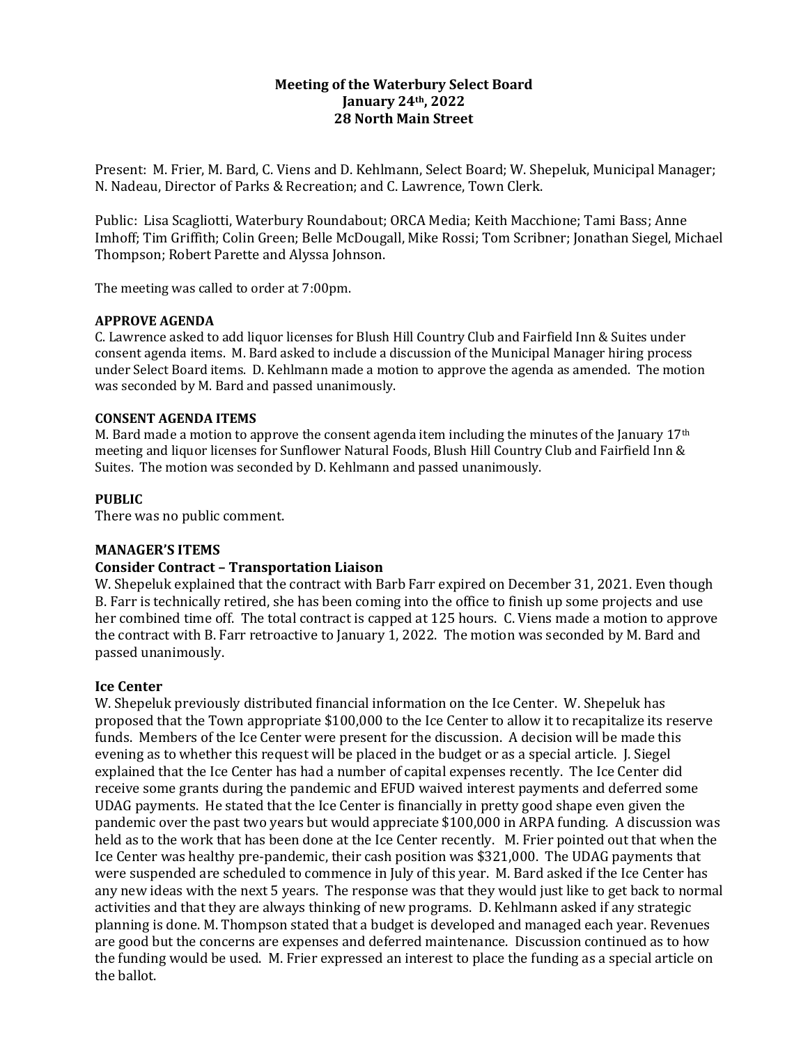# Meeting of the Waterbury Select Board
## January 24th, 2022
## 28 North Main Street

Present: M. Frier, M. Bard, C. Viens and D. Kehlmann, Select Board; W. Shepeluk, Municipal Manager; N. Nadeau, Director of Parks & Recreation; and C. Lawrence, Town Clerk.

Public: Lisa Scagliotti, Waterbury Roundabout; ORCA Media; Keith Macchione; Tami Bass; Anne Imhoff; Tim Griffith; Colin Green; Belle McDougall, Mike Rossi; Tom Scribner; Jonathan Siegel, Michael Thompson; Robert Parette and Alyssa Johnson.

The meeting was called to order at 7:00pm.

**APPROVE AGENDA**

C. Lawrence asked to add liquor licenses for Blush Hill Country Club and Fairfield Inn & Suites under consent agenda items. M. Bard asked to include a discussion of the Municipal Manager hiring process under Select Board items. D. Kehlmann made a motion to approve the agenda as amended. The motion was seconded by M. Bard and passed unanimously.

**CONSENT AGENDA ITEMS**

M. Bard made a motion to approve the consent agenda item including the minutes of the January 17th meeting and liquor licenses for Sunflower Natural Foods, Blush Hill Country Club and Fairfield Inn & Suites. The motion was seconded by D. Kehlmann and passed unanimously.

**PUBLIC**

There was no public comment.

**MANAGER'S ITEMS**

**Consider Contract – Transportation Liaison**

W. Shepeluk explained that the contract with Barb Farr expired on December 31, 2021. Even though B. Farr is technically retired, she has been coming into the office to finish up some projects and use her combined time off. The total contract is capped at 125 hours. C. Viens made a motion to approve the contract with B. Farr retroactive to January 1, 2022. The motion was seconded by M. Bard and passed unanimously.

**Ice Center**

W. Shepeluk previously distributed financial information on the Ice Center. W. Shepeluk has proposed that the Town appropriate $100,000 to the Ice Center to allow it to recapitalize its reserve funds. Members of the Ice Center were present for the discussion. A decision will be made this evening as to whether this request will be placed in the budget or as a special article. J. Siegel explained that the Ice Center has had a number of capital expenses recently. The Ice Center did receive some grants during the pandemic and EFUD waived interest payments and deferred some UDAG payments. He stated that the Ice Center is financially in pretty good shape even given the pandemic over the past two years but would appreciate $100,000 in ARPA funding. A discussion was held as to the work that has been done at the Ice Center recently. M. Frier pointed out that when the Ice Center was healthy pre-pandemic, their cash position was $321,000. The UDAG payments that were suspended are scheduled to commence in July of this year. M. Bard asked if the Ice Center has any new ideas with the next 5 years. The response was that they would just like to get back to normal activities and that they are always thinking of new programs. D. Kehlmann asked if any strategic planning is done. M. Thompson stated that a budget is developed and managed each year. Revenues are good but the concerns are expenses and deferred maintenance. Discussion continued as to how the funding would be used. M. Frier expressed an interest to place the funding as a special article on the ballot.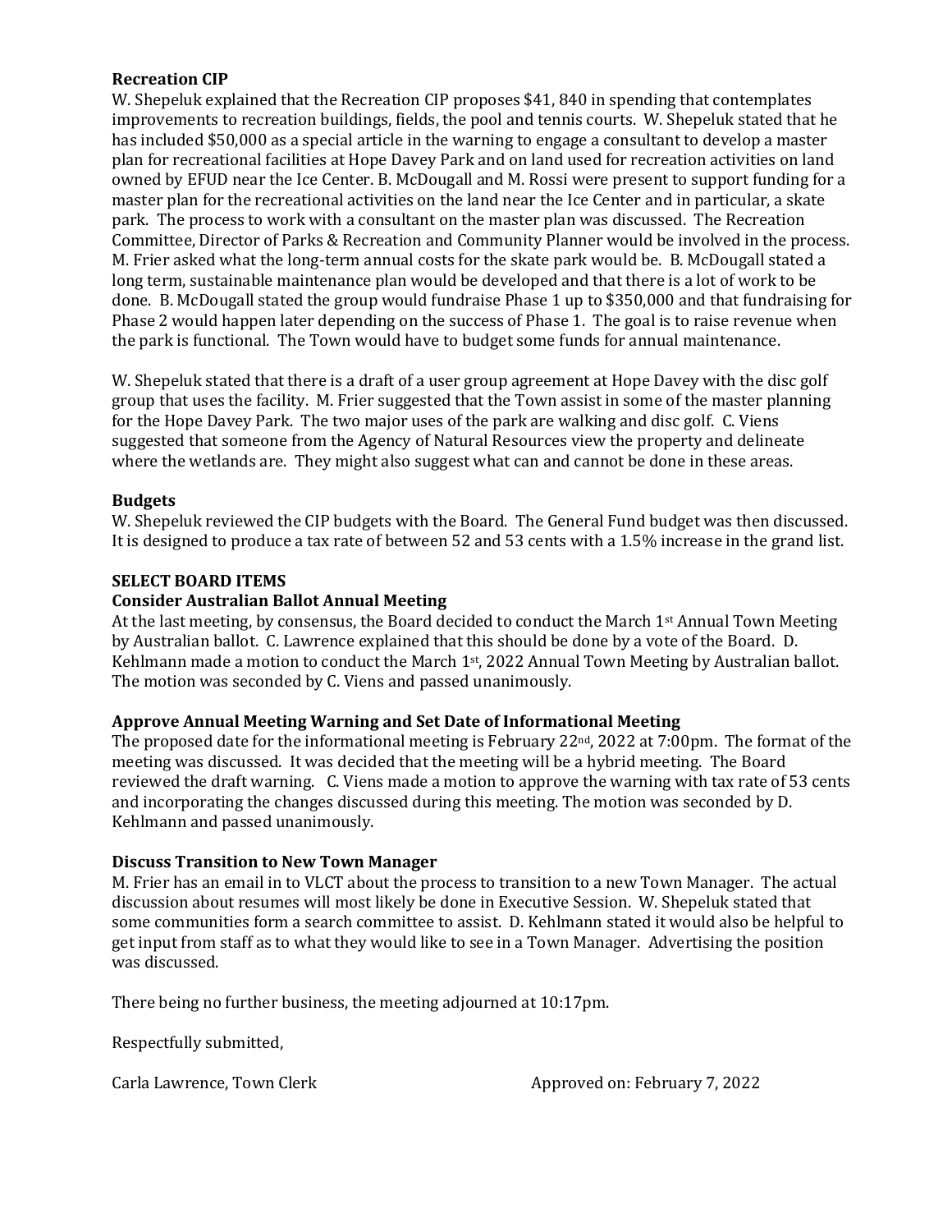**Recreation CIP**

W. Shepeluk explained that the Recreation CIP proposes $41, 840 in spending that contemplates improvements to recreation buildings, fields, the pool and tennis courts. W. Shepeluk stated that he has included $50,000 as a special article in the warning to engage a consultant to develop a master plan for recreational facilities at Hope Davey Park and on land used for recreation activities on land owned by EFUD near the Ice Center. B. McDougall and M. Rossi were present to support funding for a master plan for the recreational activities on the land near the Ice Center and in particular, a skate park. The process to work with a consultant on the master plan was discussed. The Recreation Committee, Director of Parks & Recreation and Community Planner would be involved in the process. M. Frier asked what the long-term annual costs for the skate park would be. B. McDougall stated a long term, sustainable maintenance plan would be developed and that there is a lot of work to be done. B. McDougall stated the group would fundraise Phase 1 up to $350,000 and that fundraising for Phase 2 would happen later depending on the success of Phase 1. The goal is to raise revenue when the park is functional. The Town would have to budget some funds for annual maintenance.

W. Shepeluk stated that there is a draft of a user group agreement at Hope Davey with the disc golf group that uses the facility. M. Frier suggested that the Town assist in some of the master planning for the Hope Davey Park. The two major uses of the park are walking and disc golf. C. Viens suggested that someone from the Agency of Natural Resources view the property and delineate where the wetlands are. They might also suggest what can and cannot be done in these areas.

**Budgets**

W. Shepeluk reviewed the CIP budgets with the Board. The General Fund budget was then discussed. It is designed to produce a tax rate of between 52 and 53 cents with a 1.5% increase in the grand list.

**SELECT BOARD ITEMS**

**Consider Australian Ballot Annual Meeting**

At the last meeting, by consensus, the Board decided to conduct the March 1st Annual Town Meeting by Australian ballot. C. Lawrence explained that this should be done by a vote of the Board. D. Kehlmann made a motion to conduct the March 1st, 2022 Annual Town Meeting by Australian ballot. The motion was seconded by C. Viens and passed unanimously.

**Approve Annual Meeting Warning and Set Date of Informational Meeting**

The proposed date for the informational meeting is February 22nd, 2022 at 7:00pm. The format of the meeting was discussed. It was decided that the meeting will be a hybrid meeting. The Board reviewed the draft warning. C. Viens made a motion to approve the warning with tax rate of 53 cents and incorporating the changes discussed during this meeting. The motion was seconded by D. Kehlmann and passed unanimously.

**Discuss Transition to New Town Manager**

M. Frier has an email in to VLCT about the process to transition to a new Town Manager. The actual discussion about resumes will most likely be done in Executive Session. W. Shepeluk stated that some communities form a search committee to assist. D. Kehlmann stated it would also be helpful to get input from staff as to what they would like to see in a Town Manager. Advertising the position was discussed.

There being no further business, the meeting adjourned at 10:17pm.

Respectfully submitted,

Carla Lawrence, Town Clerk

Approved on: February 7, 2022